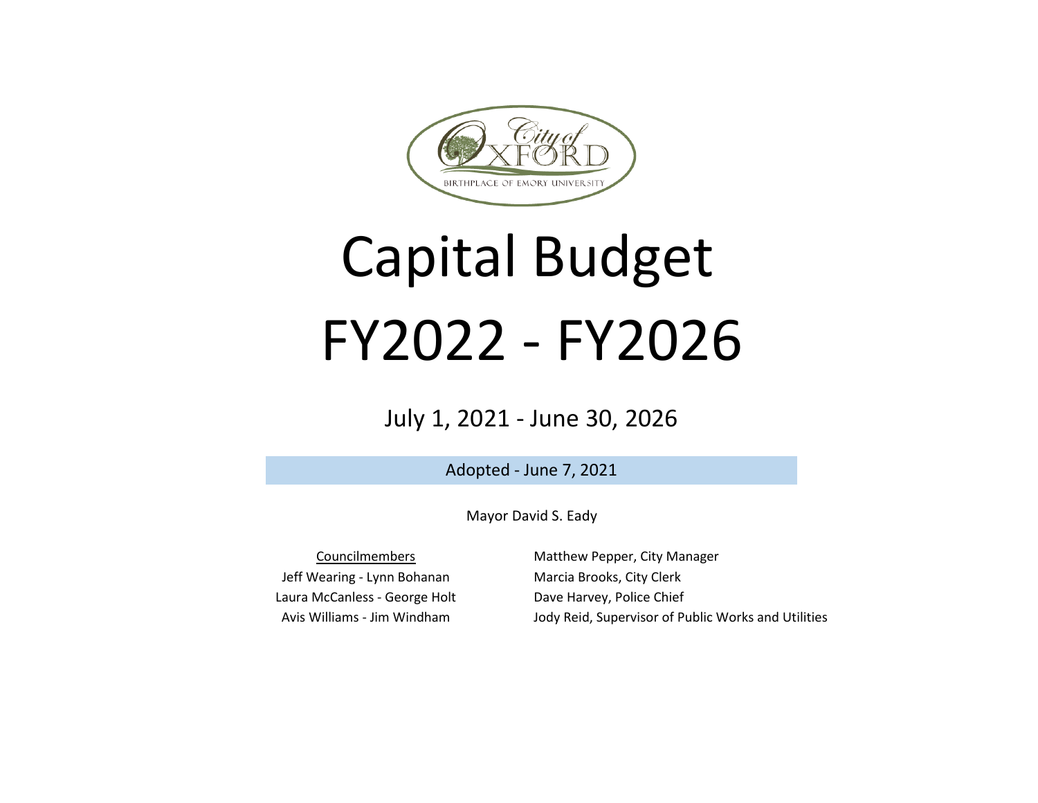City of OXFORD

BIRTHPLACE OF EMORY UNIVERSITY

# Capital Budget
# FY2022 - FY2026

July 1, 2021 - June 30, 2026

Adopted - June 7, 2021

Mayor David S. Eady

Councilmembers

Jeff Wearing - Lynn Bohanan

Laura McCanless - George Holt

Avis Williams - Jim Windham

Matthew Pepper, City Manager

Marcia Brooks, City Clerk

Dave Harvey, Police Chief

Jody Reid, Supervisor of Public Works and Utilities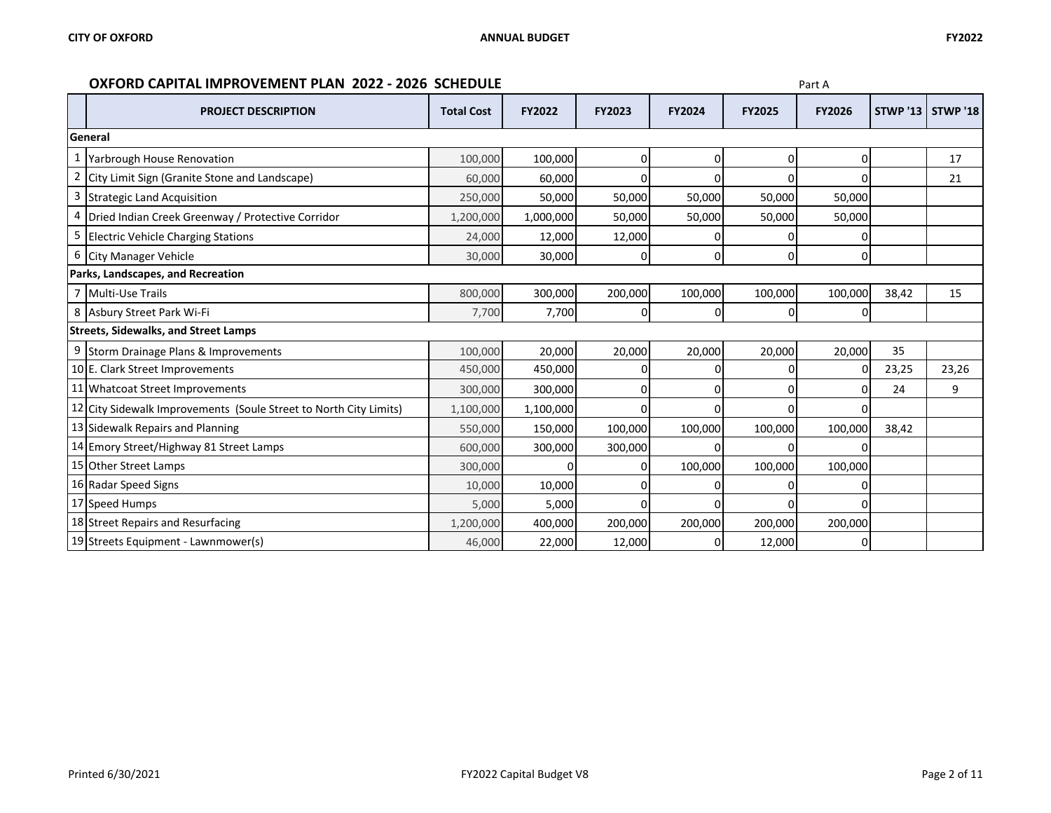## OXFORD CAPITAL IMPROVEMENT PLAN 2022 - 2026 SCHEDULE

Part A

| | PROJECT DESCRIPTION | Total Cost | FY2022 | FY2023 | FY2024 | FY2025 | FY2026 | STWP '13 | STWP '18 |
|---|---|---|---|---|---|---|---|---|---|
| **General** | | | | | | | | | |
| 1 | Yarbrough House Renovation | 100,000 | 100,000 | 0 | 0 | 0 | 0 | | 17 |
| 2 | City Limit Sign (Granite Stone and Landscape) | 60,000 | 60,000 | 0 | 0 | 0 | 0 | | 21 |
| 3 | Strategic Land Acquisition | 250,000 | 50,000 | 50,000 | 50,000 | 50,000 | 50,000 | | |
| 4 | Dried Indian Creek Greenway / Protective Corridor | 1,200,000 | 1,000,000 | 50,000 | 50,000 | 50,000 | 50,000 | | |
| 5 | Electric Vehicle Charging Stations | 24,000 | 12,000 | 12,000 | 0 | 0 | 0 | | |
| 6 | City Manager Vehicle | 30,000 | 30,000 | 0 | 0 | 0 | 0 | | |
| **Parks, Landscapes, and Recreation** | | | | | | | | | |
| 7 | Multi-Use Trails | 800,000 | 300,000 | 200,000 | 100,000 | 100,000 | 100,000 | 38,42 | 15 |
| 8 | Asbury Street Park Wi-Fi | 7,700 | 7,700 | 0 | 0 | 0 | 0 | | |
| **Streets, Sidewalks, and Street Lamps** | | | | | | | | | |
| 9 | Storm Drainage Plans & Improvements | 100,000 | 20,000 | 20,000 | 20,000 | 20,000 | 20,000 | 35 | |
| 10 | E. Clark Street Improvements | 450,000 | 450,000 | 0 | 0 | 0 | 0 | 23,25 | 23,26 |
| 11 | Whatcoat Street Improvements | 300,000 | 300,000 | 0 | 0 | 0 | 0 | 24 | 9 |
| 12 | City Sidewalk Improvements (Soule Street to North City Limits) | 1,100,000 | 1,100,000 | 0 | 0 | 0 | 0 | | |
| 13 | Sidewalk Repairs and Planning | 550,000 | 150,000 | 100,000 | 100,000 | 100,000 | 100,000 | 38,42 | |
| 14 | Emory Street/Highway 81 Street Lamps | 600,000 | 300,000 | 300,000 | 0 | 0 | 0 | | |
| 15 | Other Street Lamps | 300,000 | 0 | 0 | 100,000 | 100,000 | 100,000 | | |
| 16 | Radar Speed Signs | 10,000 | 10,000 | 0 | 0 | 0 | 0 | | |
| 17 | Speed Humps | 5,000 | 5,000 | 0 | 0 | 0 | 0 | | |
| 18 | Street Repairs and Resurfacing | 1,200,000 | 400,000 | 200,000 | 200,000 | 200,000 | 200,000 | | |
| 19 | Streets Equipment - Lawnmower(s) | 46,000 | 22,000 | 12,000 | 0 | 12,000 | 0 | | |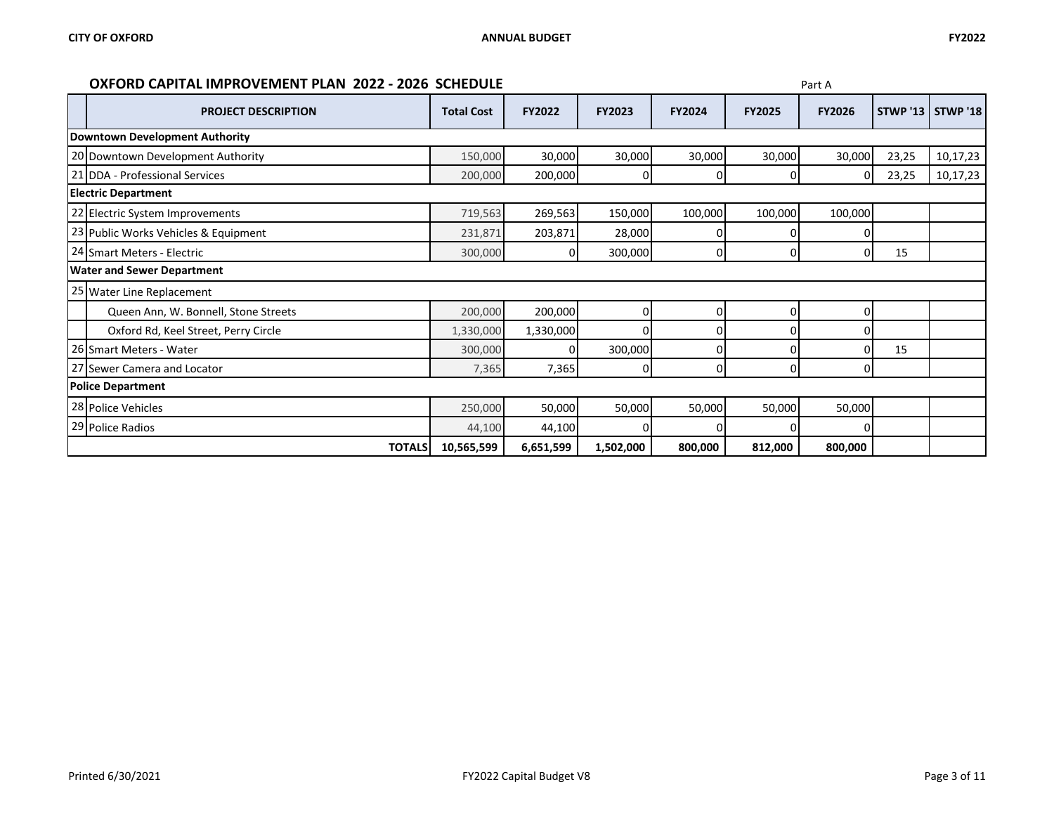## OXFORD CAPITAL IMPROVEMENT PLAN 2022 - 2026 SCHEDULE

Part A

| | PROJECT DESCRIPTION | Total Cost | FY2022 | FY2023 | FY2024 | FY2025 | FY2026 | STWP '13 | STWP '18 |
|---|---|---|---|---|---|---|---|---|---|
| **Downtown Development Authority** | | | | | | | | | |
| 20 | Downtown Development Authority | 150,000 | 30,000 | 30,000 | 30,000 | 30,000 | 30,000 | 23,25 | 10,17,23 |
| 21 | DDA - Professional Services | 200,000 | 200,000 | 0 | 0 | 0 | 0 | 23,25 | 10,17,23 |
| **Electric Department** | | | | | | | | | |
| 22 | Electric System Improvements | 719,563 | 269,563 | 150,000 | 100,000 | 100,000 | 100,000 | | |
| 23 | Public Works Vehicles & Equipment | 231,871 | 203,871 | 28,000 | 0 | 0 | 0 | | |
| 24 | Smart Meters - Electric | 300,000 | 0 | 300,000 | 0 | 0 | 0 | 15 | |
| **Water and Sewer Department** | | | | | | | | | |
| 25 | Water Line Replacement | | | | | | | | |
| | Queen Ann, W. Bonnell, Stone Streets | 200,000 | 200,000 | 0 | 0 | 0 | 0 | | |
| | Oxford Rd, Keel Street, Perry Circle | 1,330,000 | 1,330,000 | 0 | 0 | 0 | 0 | | |
| 26 | Smart Meters - Water | 300,000 | 0 | 300,000 | 0 | 0 | 0 | 15 | |
| 27 | Sewer Camera and Locator | 7,365 | 7,365 | 0 | 0 | 0 | 0 | | |
| **Police Department** | | | | | | | | | |
| 28 | Police Vehicles | 250,000 | 50,000 | 50,000 | 50,000 | 50,000 | 50,000 | | |
| 29 | Police Radios | 44,100 | 44,100 | 0 | 0 | 0 | 0 | | |
| | **TOTALS** | **10,565,599** | **6,651,599** | **1,502,000** | **800,000** | **812,000** | **800,000** | | |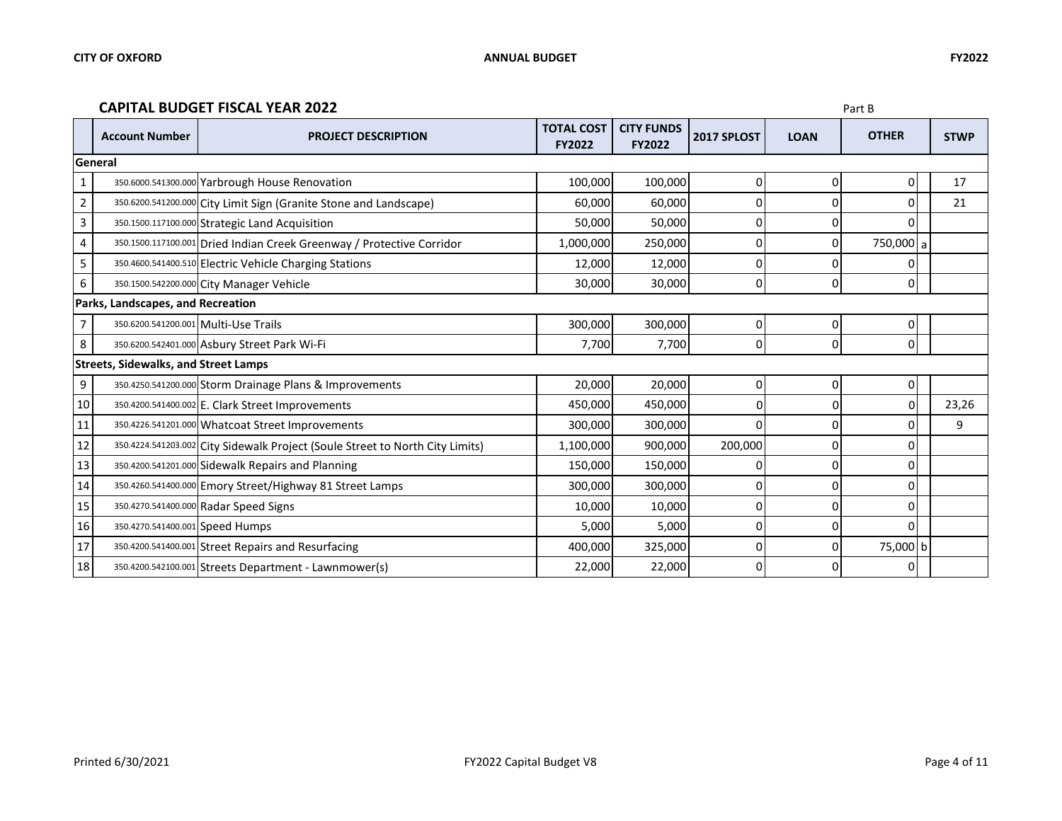## CAPITAL BUDGET FISCAL YEAR 2022

Part B

| | Account Number | PROJECT DESCRIPTION | TOTAL COST FY2022 | CITY FUNDS FY2022 | 2017 SPLOST | LOAN | OTHER | | STWP |
|---|---|---|---|---|---|---|---|---|---|
| **General** | | | | | | | | | |
| 1 | 350.6000.541300.000 | Yarbrough House Renovation | 100,000 | 100,000 | 0 | 0 | 0 | | 17 |
| 2 | 350.6200.541200.000 | City Limit Sign (Granite Stone and Landscape) | 60,000 | 60,000 | 0 | 0 | 0 | | 21 |
| 3 | 350.1500.117100.000 | Strategic Land Acquisition | 50,000 | 50,000 | 0 | 0 | 0 | | |
| 4 | 350.1500.117100.001 | Dried Indian Creek Greenway / Protective Corridor | 1,000,000 | 250,000 | 0 | 0 | 750,000 | a | |
| 5 | 350.4600.541400.510 | Electric Vehicle Charging Stations | 12,000 | 12,000 | 0 | 0 | 0 | | |
| 6 | 350.1500.542200.000 | City Manager Vehicle | 30,000 | 30,000 | 0 | 0 | 0 | | |
| **Parks, Landscapes, and Recreation** | | | | | | | | | |
| 7 | 350.6200.541200.001 | Multi-Use Trails | 300,000 | 300,000 | 0 | 0 | 0 | | |
| 8 | 350.6200.542401.000 | Asbury Street Park Wi-Fi | 7,700 | 7,700 | 0 | 0 | 0 | | |
| **Streets, Sidewalks, and Street Lamps** | | | | | | | | | |
| 9 | 350.4250.541200.000 | Storm Drainage Plans & Improvements | 20,000 | 20,000 | 0 | 0 | 0 | | |
| 10 | 350.4200.541400.002 | E. Clark Street Improvements | 450,000 | 450,000 | 0 | 0 | 0 | | 23,26 |
| 11 | 350.4226.541201.000 | Whatcoat Street Improvements | 300,000 | 300,000 | 0 | 0 | 0 | | 9 |
| 12 | 350.4224.541203.002 | City Sidewalk Project (Soule Street to North City Limits) | 1,100,000 | 900,000 | 200,000 | 0 | 0 | | |
| 13 | 350.4200.541201.000 | Sidewalk Repairs and Planning | 150,000 | 150,000 | 0 | 0 | 0 | | |
| 14 | 350.4260.541400.000 | Emory Street/Highway 81 Street Lamps | 300,000 | 300,000 | 0 | 0 | 0 | | |
| 15 | 350.4270.541400.000 | Radar Speed Signs | 10,000 | 10,000 | 0 | 0 | 0 | | |
| 16 | 350.4270.541400.001 | Speed Humps | 5,000 | 5,000 | 0 | 0 | 0 | | |
| 17 | 350.4200.541400.001 | Street Repairs and Resurfacing | 400,000 | 325,000 | 0 | 0 | 75,000 | b | |
| 18 | 350.4200.542100.001 | Streets Department - Lawnmower(s) | 22,000 | 22,000 | 0 | 0 | 0 | | |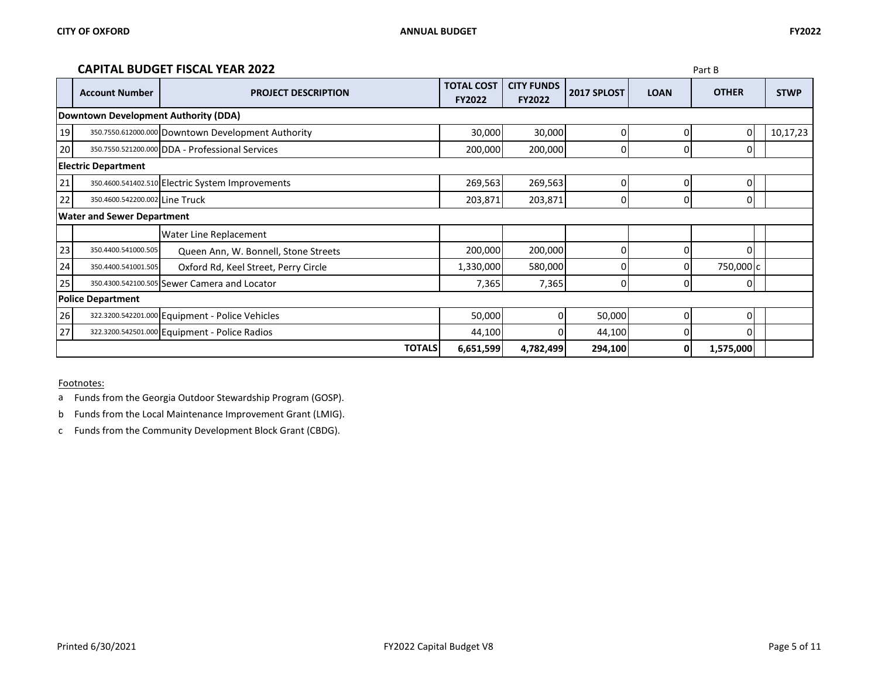## CAPITAL BUDGET FISCAL YEAR 2022

Part B

| | Account Number | PROJECT DESCRIPTION | TOTAL COST FY2022 | CITY FUNDS FY2022 | 2017 SPLOST | LOAN | OTHER | | STWP |
|---|---|---|---|---|---|---|---|---|---|
| **Downtown Development Authority (DDA)** | | | | | | | | | |
| 19 | 350.7550.612000.000 | Downtown Development Authority | 30,000 | 30,000 | 0 | 0 | 0 | | 10,17,23 |
| 20 | 350.7550.521200.000 | DDA - Professional Services | 200,000 | 200,000 | 0 | 0 | 0 | | |
| **Electric Department** | | | | | | | | | |
| 21 | 350.4600.541402.510 | Electric System Improvements | 269,563 | 269,563 | 0 | 0 | 0 | | |
| 22 | 350.4600.542200.002 | Line Truck | 203,871 | 203,871 | 0 | 0 | 0 | | |
| **Water and Sewer Department** | | | | | | | | | |
| | | Water Line Replacement | | | | | | | |
| 23 | 350.4400.541000.505 | Queen Ann, W. Bonnell, Stone Streets | 200,000 | 200,000 | 0 | 0 | 0 | | |
| 24 | 350.4400.541001.505 | Oxford Rd, Keel Street, Perry Circle | 1,330,000 | 580,000 | 0 | 0 | 750,000 | c | |
| 25 | 350.4300.542100.505 | Sewer Camera and Locator | 7,365 | 7,365 | 0 | 0 | 0 | | |
| **Police Department** | | | | | | | | | |
| 26 | 322.3200.542201.000 | Equipment - Police Vehicles | 50,000 | 0 | 50,000 | 0 | 0 | | |
| 27 | 322.3200.542501.000 | Equipment - Police Radios | 44,100 | 0 | 44,100 | 0 | 0 | | |
| | | **TOTALS** | **6,651,599** | **4,782,499** | **294,100** | **0** | **1,575,000** | | |

Footnotes:

a Funds from the Georgia Outdoor Stewardship Program (GOSP).

b Funds from the Local Maintenance Improvement Grant (LMIG).

c Funds from the Community Development Block Grant (CBDG).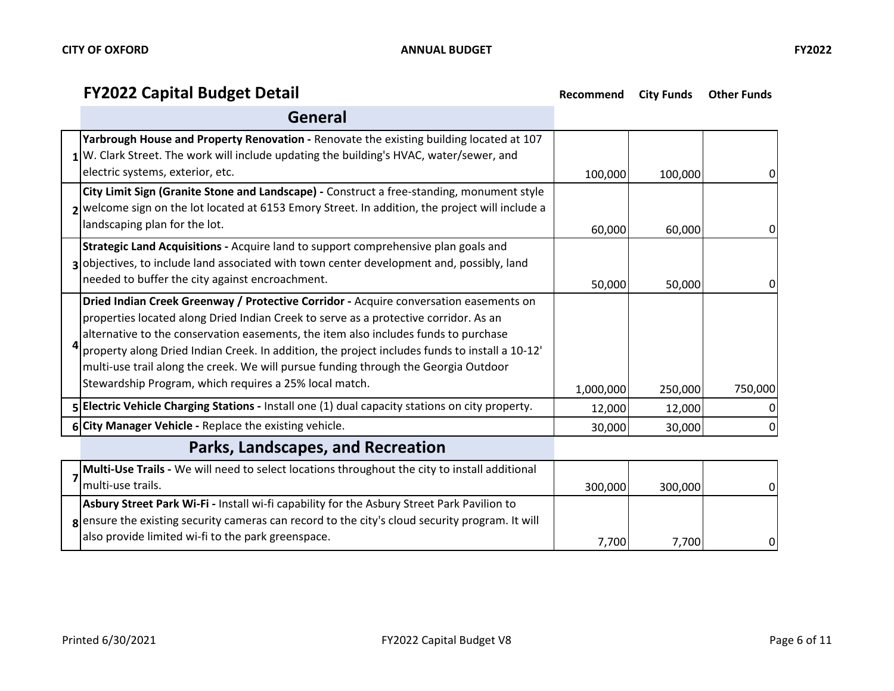## FY2022 Capital Budget Detail

| # | Item | Recommend | City Funds | Other Funds |
|---|---|---|---|---|
| | **General** | | | |
| 1 | **Yarbrough House and Property Renovation -** Renovate the existing building located at 107 W. Clark Street. The work will include updating the building's HVAC, water/sewer, and electric systems, exterior, etc. | 100,000 | 100,000 | 0 |
| 2 | **City Limit Sign (Granite Stone and Landscape) -** Construct a free-standing, monument style welcome sign on the lot located at 6153 Emory Street. In addition, the project will include a landscaping plan for the lot. | 60,000 | 60,000 | 0 |
| 3 | **Strategic Land Acquisitions -** Acquire land to support comprehensive plan goals and objectives, to include land associated with town center development and, possibly, land needed to buffer the city against encroachment. | 50,000 | 50,000 | 0 |
| 4 | **Dried Indian Creek Greenway / Protective Corridor -** Acquire conversation easements on properties located along Dried Indian Creek to serve as a protective corridor. As an alternative to the conservation easements, the item also includes funds to purchase property along Dried Indian Creek. In addition, the project includes funds to install a 10-12' multi-use trail along the creek. We will pursue funding through the Georgia Outdoor Stewardship Program, which requires a 25% local match. | 1,000,000 | 250,000 | 750,000 |
| 5 | **Electric Vehicle Charging Stations -** Install one (1) dual capacity stations on city property. | 12,000 | 12,000 | 0 |
| 6 | **City Manager Vehicle -** Replace the existing vehicle. | 30,000 | 30,000 | 0 |
| | **Parks, Landscapes, and Recreation** | | | |
| 7 | **Multi-Use Trails -** We will need to select locations throughout the city to install additional multi-use trails. | 300,000 | 300,000 | 0 |
| 8 | **Asbury Street Park Wi-Fi -** Install wi-fi capability for the Asbury Street Park Pavilion to ensure the existing security cameras can record to the city's cloud security program. It will also provide limited wi-fi to the park greenspace. | 7,700 | 7,700 | 0 |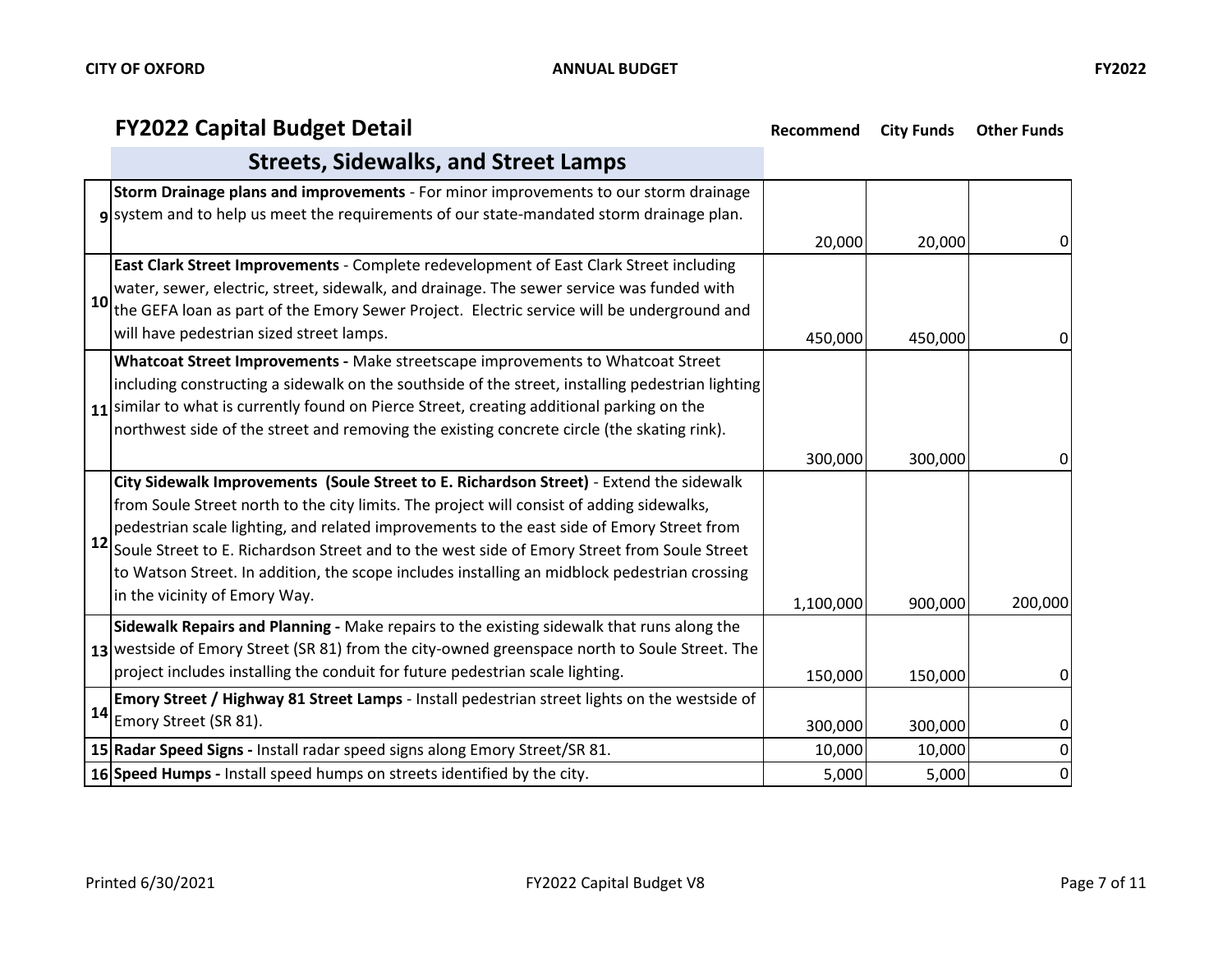## FY2022 Capital Budget Detail

### Streets, Sidewalks, and Street Lamps

| # | Project | Recommend | City Funds | Other Funds |
|---|---|---|---|---|
| 9 | **Storm Drainage plans and improvements** - For minor improvements to our storm drainage system and to help us meet the requirements of our state-mandated storm drainage plan. | 20,000 | 20,000 | 0 |
| 10 | **East Clark Street Improvements** - Complete redevelopment of East Clark Street including water, sewer, electric, street, sidewalk, and drainage. The sewer service was funded with the GEFA loan as part of the Emory Sewer Project. Electric service will be underground and will have pedestrian sized street lamps. | 450,000 | 450,000 | 0 |
| 11 | **Whatcoat Street Improvements -** Make streetscape improvements to Whatcoat Street including constructing a sidewalk on the southside of the street, installing pedestrian lighting similar to what is currently found on Pierce Street, creating additional parking on the northwest side of the street and removing the existing concrete circle (the skating rink). | 300,000 | 300,000 | 0 |
| 12 | **City Sidewalk Improvements (Soule Street to E. Richardson Street)** - Extend the sidewalk from Soule Street north to the city limits. The project will consist of adding sidewalks, pedestrian scale lighting, and related improvements to the east side of Emory Street from Soule Street to E. Richardson Street and to the west side of Emory Street from Soule Street to Watson Street. In addition, the scope includes installing an midblock pedestrian crossing in the vicinity of Emory Way. | 1,100,000 | 900,000 | 200,000 |
| 13 | **Sidewalk Repairs and Planning -** Make repairs to the existing sidewalk that runs along the westside of Emory Street (SR 81) from the city-owned greenspace north to Soule Street. The project includes installing the conduit for future pedestrian scale lighting. | 150,000 | 150,000 | 0 |
| 14 | **Emory Street / Highway 81 Street Lamps** - Install pedestrian street lights on the westside of Emory Street (SR 81). | 300,000 | 300,000 | 0 |
| 15 | **Radar Speed Signs -** Install radar speed signs along Emory Street/SR 81. | 10,000 | 10,000 | 0 |
| 16 | **Speed Humps -** Install speed humps on streets identified by the city. | 5,000 | 5,000 | 0 |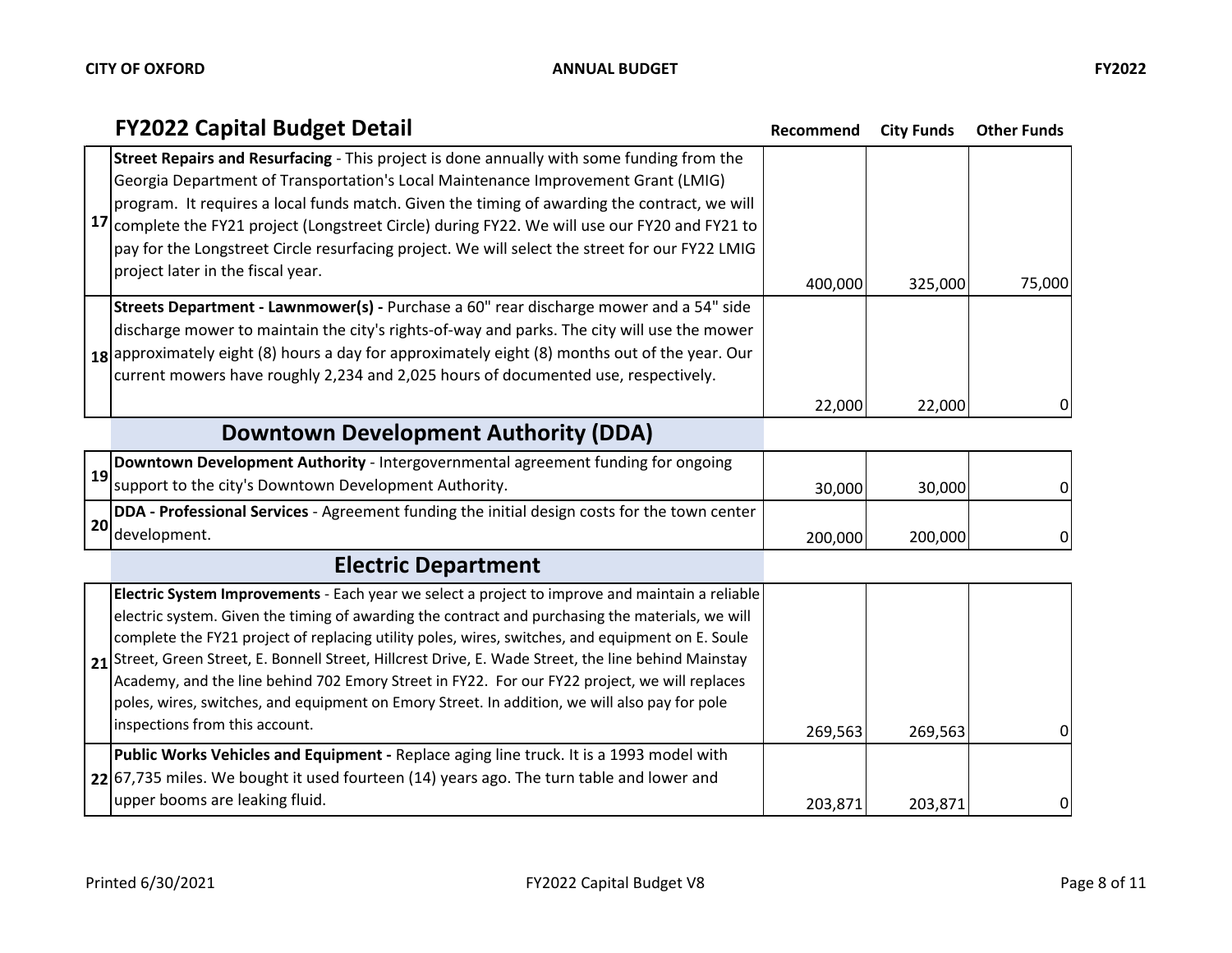## FY2022 Capital Budget Detail

| # | Project | Recommend | City Funds | Other Funds |
|---|---|---|---|---|
| 17 | **Street Repairs and Resurfacing** - This project is done annually with some funding from the Georgia Department of Transportation's Local Maintenance Improvement Grant (LMIG) program. It requires a local funds match. Given the timing of awarding the contract, we will complete the FY21 project (Longstreet Circle) during FY22. We will use our FY20 and FY21 to pay for the Longstreet Circle resurfacing project. We will select the street for our FY22 LMIG project later in the fiscal year. | 400,000 | 325,000 | 75,000 |
| 18 | **Streets Department - Lawnmower(s) -** Purchase a 60" rear discharge mower and a 54" side discharge mower to maintain the city's rights-of-way and parks. The city will use the mower approximately eight (8) hours a day for approximately eight (8) months out of the year. Our current mowers have roughly 2,234 and 2,025 hours of documented use, respectively. | 22,000 | 22,000 | 0 |
| | **Downtown Development Authority (DDA)** | | | |
| 19 | **Downtown Development Authority** - Intergovernmental agreement funding for ongoing support to the city's Downtown Development Authority. | 30,000 | 30,000 | 0 |
| 20 | **DDA - Professional Services** - Agreement funding the initial design costs for the town center development. | 200,000 | 200,000 | 0 |
| | **Electric Department** | | | |
| 21 | **Electric System Improvements** - Each year we select a project to improve and maintain a reliable electric system. Given the timing of awarding the contract and purchasing the materials, we will complete the FY21 project of replacing utility poles, wires, switches, and equipment on E. Soule Street, Green Street, E. Bonnell Street, Hillcrest Drive, E. Wade Street, the line behind Mainstay Academy, and the line behind 702 Emory Street in FY22. For our FY22 project, we will replaces poles, wires, switches, and equipment on Emory Street. In addition, we will also pay for pole inspections from this account. | 269,563 | 269,563 | 0 |
| 22 | **Public Works Vehicles and Equipment -** Replace aging line truck. It is a 1993 model with 67,735 miles. We bought it used fourteen (14) years ago. The turn table and lower and upper booms are leaking fluid. | 203,871 | 203,871 | 0 |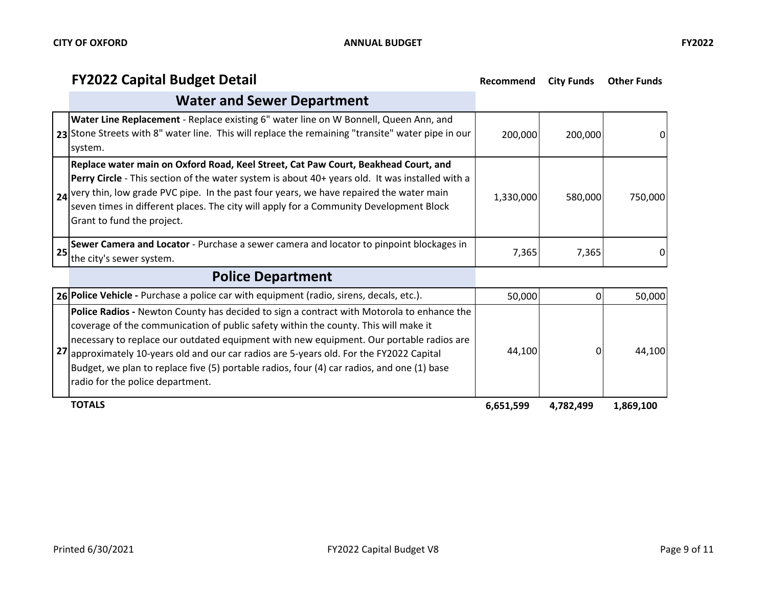## FY2022 Capital Budget Detail

| # | Description | Recommend | City Funds | Other Funds |
|---|---|---|---|---|
| | **Water and Sewer Department** | | | |
| 23 | **Water Line Replacement** - Replace existing 6" water line on W Bonnell, Queen Ann, and Stone Streets with 8" water line. This will replace the remaining "transite" water pipe in our system. | 200,000 | 200,000 | 0 |
| 24 | **Replace water main on Oxford Road, Keel Street, Cat Paw Court, Beakhead Court, and Perry Circle** - This section of the water system is about 40+ years old. It was installed with a very thin, low grade PVC pipe. In the past four years, we have repaired the water main seven times in different places. The city will apply for a Community Development Block Grant to fund the project. | 1,330,000 | 580,000 | 750,000 |
| 25 | **Sewer Camera and Locator** - Purchase a sewer camera and locator to pinpoint blockages in the city's sewer system. | 7,365 | 7,365 | 0 |
| | **Police Department** | | | |
| 26 | **Police Vehicle -** Purchase a police car with equipment (radio, sirens, decals, etc.). | 50,000 | 0 | 50,000 |
| 27 | **Police Radios -** Newton County has decided to sign a contract with Motorola to enhance the coverage of the communication of public safety within the county. This will make it necessary to replace our outdated equipment with new equipment. Our portable radios are approximately 10-years old and our car radios are 5-years old. For the FY2022 Capital Budget, we plan to replace five (5) portable radios, four (4) car radios, and one (1) base radio for the police department. | 44,100 | 0 | 44,100 |
| | **TOTALS** | **6,651,599** | **4,782,499** | **1,869,100** |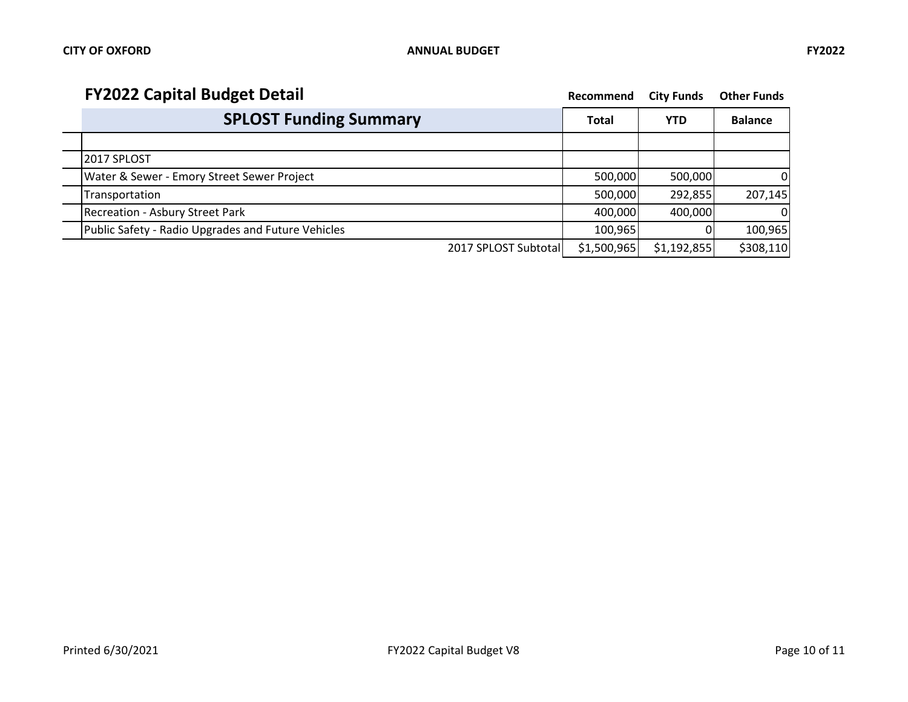## FY2022 Capital Budget Detail

| SPLOST Funding Summary | Recommend Total | City Funds YTD | Other Funds Balance |
|---|---|---|---|
| | | | |
| 2017 SPLOST | | | |
| Water & Sewer - Emory Street Sewer Project | 500,000 | 500,000 | 0 |
| Transportation | 500,000 | 292,855 | 207,145 |
| Recreation - Asbury Street Park | 400,000 | 400,000 | 0 |
| Public Safety - Radio Upgrades and Future Vehicles | 100,965 | 0 | 100,965 |
| 2017 SPLOST Subtotal | $1,500,965 | $1,192,855 | $308,110 |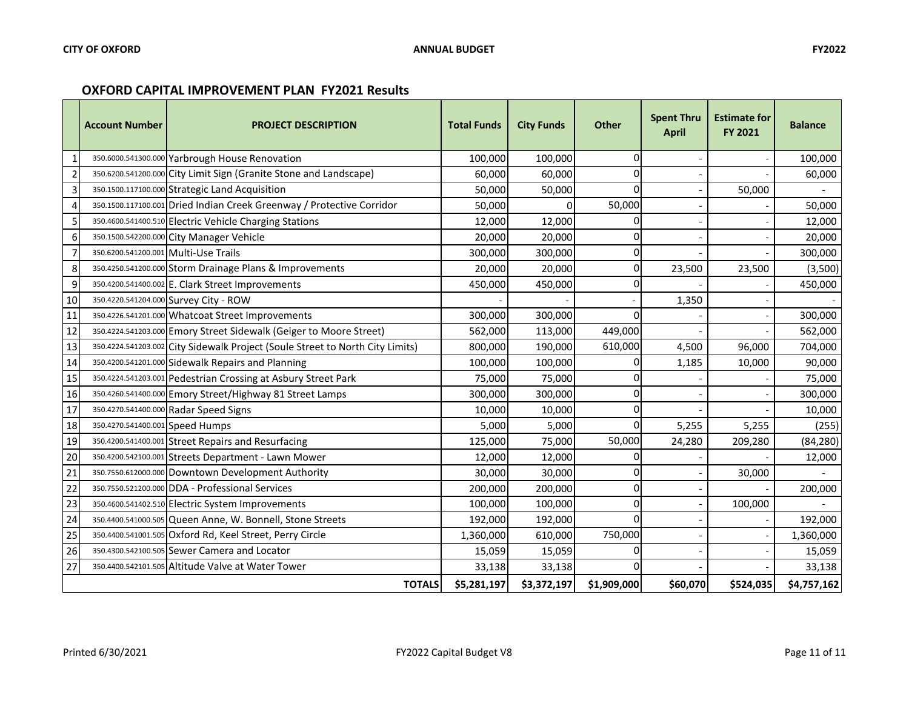## OXFORD CAPITAL IMPROVEMENT PLAN FY2021 Results

| | Account Number | PROJECT DESCRIPTION | Total Funds | City Funds | Other | Spent Thru April | Estimate for FY 2021 | Balance |
|---|---|---|---|---|---|---|---|---|
| 1 | 350.6000.541300.000 | Yarbrough House Renovation | 100,000 | 100,000 | 0 | - | - | 100,000 |
| 2 | 350.6200.541200.000 | City Limit Sign (Granite Stone and Landscape) | 60,000 | 60,000 | 0 | - | - | 60,000 |
| 3 | 350.1500.117100.000 | Strategic Land Acquisition | 50,000 | 50,000 | 0 | - | 50,000 | - |
| 4 | 350.1500.117100.001 | Dried Indian Creek Greenway / Protective Corridor | 50,000 | 0 | 50,000 | - | - | 50,000 |
| 5 | 350.4600.541400.510 | Electric Vehicle Charging Stations | 12,000 | 12,000 | 0 | - | - | 12,000 |
| 6 | 350.1500.542200.000 | City Manager Vehicle | 20,000 | 20,000 | 0 | - | - | 20,000 |
| 7 | 350.6200.541200.001 | Multi-Use Trails | 300,000 | 300,000 | 0 | - | - | 300,000 |
| 8 | 350.4250.541200.000 | Storm Drainage Plans & Improvements | 20,000 | 20,000 | 0 | 23,500 | 23,500 | (3,500) |
| 9 | 350.4200.541400.002 | E. Clark Street Improvements | 450,000 | 450,000 | 0 | - | - | 450,000 |
| 10 | 350.4220.541204.000 | Survey City - ROW | - | - | - | 1,350 | - | - |
| 11 | 350.4226.541201.000 | Whatcoat Street Improvements | 300,000 | 300,000 | 0 | - | - | 300,000 |
| 12 | 350.4224.541203.000 | Emory Street Sidewalk (Geiger to Moore Street) | 562,000 | 113,000 | 449,000 | - | - | 562,000 |
| 13 | 350.4224.541203.002 | City Sidewalk Project (Soule Street to North City Limits) | 800,000 | 190,000 | 610,000 | 4,500 | 96,000 | 704,000 |
| 14 | 350.4200.541201.000 | Sidewalk Repairs and Planning | 100,000 | 100,000 | 0 | 1,185 | 10,000 | 90,000 |
| 15 | 350.4224.541203.001 | Pedestrian Crossing at Asbury Street Park | 75,000 | 75,000 | 0 | - | - | 75,000 |
| 16 | 350.4260.541400.000 | Emory Street/Highway 81 Street Lamps | 300,000 | 300,000 | 0 | - | - | 300,000 |
| 17 | 350.4270.541400.000 | Radar Speed Signs | 10,000 | 10,000 | 0 | - | - | 10,000 |
| 18 | 350.4270.541400.001 | Speed Humps | 5,000 | 5,000 | 0 | 5,255 | 5,255 | (255) |
| 19 | 350.4200.541400.001 | Street Repairs and Resurfacing | 125,000 | 75,000 | 50,000 | 24,280 | 209,280 | (84,280) |
| 20 | 350.4200.542100.001 | Streets Department - Lawn Mower | 12,000 | 12,000 | 0 | - | - | 12,000 |
| 21 | 350.7550.612000.000 | Downtown Development Authority | 30,000 | 30,000 | 0 | - | 30,000 | - |
| 22 | 350.7550.521200.000 | DDA - Professional Services | 200,000 | 200,000 | 0 | - | - | 200,000 |
| 23 | 350.4600.541402.510 | Electric System Improvements | 100,000 | 100,000 | 0 | - | 100,000 | - |
| 24 | 350.4400.541000.505 | Queen Anne, W. Bonnell, Stone Streets | 192,000 | 192,000 | 0 | - | - | 192,000 |
| 25 | 350.4400.541001.505 | Oxford Rd, Keel Street, Perry Circle | 1,360,000 | 610,000 | 750,000 | - | - | 1,360,000 |
| 26 | 350.4300.542100.505 | Sewer Camera and Locator | 15,059 | 15,059 | 0 | - | - | 15,059 |
| 27 | 350.4400.542101.505 | Altitude Valve at Water Tower | 33,138 | 33,138 | 0 | - | - | 33,138 |
| | | **TOTALS** | **$5,281,197** | **$3,372,197** | **$1,909,000** | **$60,070** | **$524,035** | **$4,757,162** |